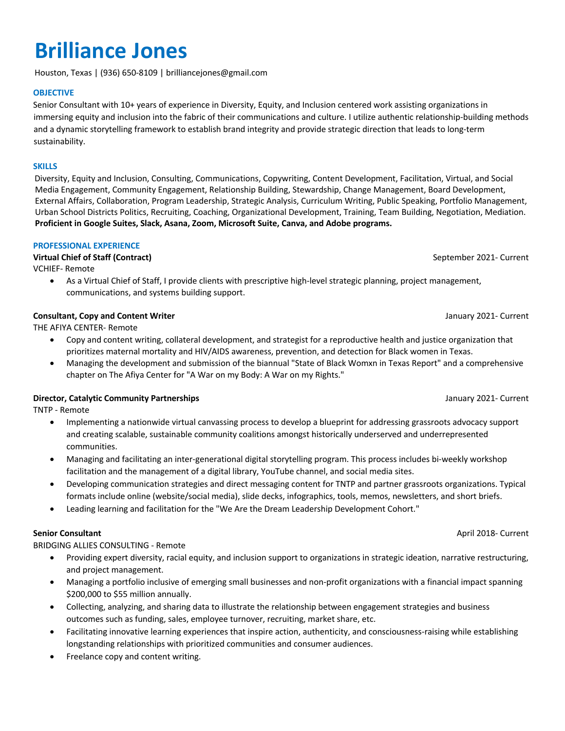# Brilliance Jones

Houston, Texas | (936) 650-8109 | briliancejones@gmail.com

## OBJECTIVE

Senior Consultant with 10+ years of experience in Diversity, Equity, and Inclusion centered work assisting organizations in immersing equity and inclusion into the fabric of their communications and culture. I utilize authentic relationship-building methods and a dynamic storytelling framework to establish brand integrity and provide strategic direction that leads to long-term sustainability.

## SKILLS

Diversity, Equity and Inclusion, Consulting, Communications, Copywriting, Content Development, Facilitation, Virtual, and Social Media Engagement, Community Engagement, Relationship Building, Stewardship, Change Management, Board Development, External Affairs, Collaboration, Program Leadership, Strategic Analysis, Curriculum Writing, Public Speaking, Portfolio Management, Urban School Districts Politics, Recruiting, Coaching, Organizational Development, Training, Team Building, Negotiation, Mediation.
**Proficient in Google Suites, Slack, Asana, Zoom, Microsoft Suite, Canva, and Adobe programs.**

## PROFESSIONAL EXPERIENCE

**Virtual Chief of Staff (Contract)** — September 2021- Current
VCHIEF- Remote

- As a Virtual Chief of Staff, I provide clients with prescriptive high-level strategic planning, project management, communications, and systems building support.

**Consultant, Copy and Content Writer** — January 2021- Current
THE AFIYA CENTER- Remote

- Copy and content writing, collateral development, and strategist for a reproductive health and justice organization that prioritizes maternal mortality and HIV/AIDS awareness, prevention, and detection for Black women in Texas.
- Managing the development and submission of the biannual "State of Black Womxn in Texas Report" and a comprehensive chapter on The Afiya Center for "A War on my Body: A War on my Rights."

**Director, Catalytic Community Partnerships** — January 2021- Current
TNTP - Remote

- Implementing a nationwide virtual canvassing process to develop a blueprint for addressing grassroots advocacy support and creating scalable, sustainable community coalitions amongst historically underserved and underrepresented communities.
- Managing and facilitating an inter-generational digital storytelling program. This process includes bi-weekly workshop facilitation and the management of a digital library, YouTube channel, and social media sites.
- Developing communication strategies and direct messaging content for TNTP and partner grassroots organizations. Typical formats include online (website/social media), slide decks, infographics, tools, memos, newsletters, and short briefs.
- Leading learning and facilitation for the "We Are the Dream Leadership Development Cohort."

**Senior Consultant** — April 2018- Current
BRIDGING ALLIES CONSULTING - Remote

- Providing expert diversity, racial equity, and inclusion support to organizations in strategic ideation, narrative restructuring, and project management.
- Managing a portfolio inclusive of emerging small businesses and non-profit organizations with a financial impact spanning $200,000 to $55 million annually.
- Collecting, analyzing, and sharing data to illustrate the relationship between engagement strategies and business outcomes such as funding, sales, employee turnover, recruiting, market share, etc.
- Facilitating innovative learning experiences that inspire action, authenticity, and consciousness-raising while establishing longstanding relationships with prioritized communities and consumer audiences.
- Freelance copy and content writing.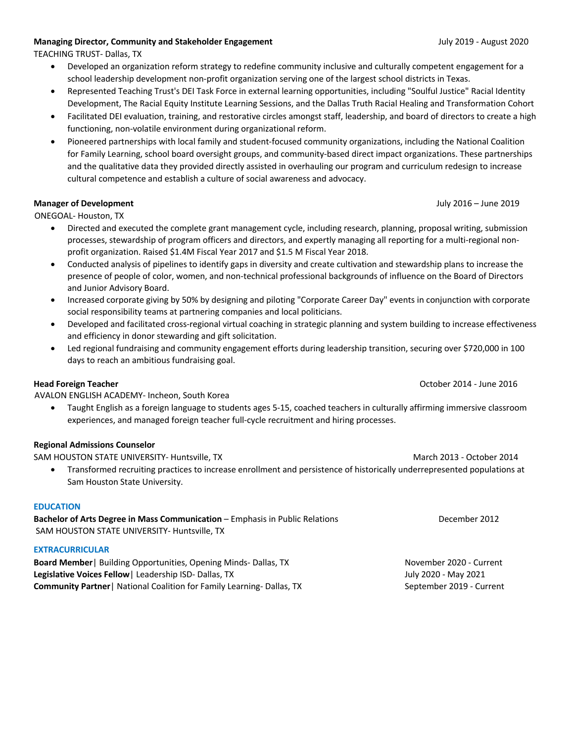**Managing Director, Community and Stakeholder Engagement** July 2019 - August 2020
TEACHING TRUST- Dallas, TX

- Developed an organization reform strategy to redefine community inclusive and culturally competent engagement for a school leadership development non-profit organization serving one of the largest school districts in Texas.
- Represented Teaching Trust's DEI Task Force in external learning opportunities, including "Soulful Justice" Racial Identity Development, The Racial Equity Institute Learning Sessions, and the Dallas Truth Racial Healing and Transformation Cohort
- Facilitated DEI evaluation, training, and restorative circles amongst staff, leadership, and board of directors to create a high functioning, non-volatile environment during organizational reform.
- Pioneered partnerships with local family and student-focused community organizations, including the National Coalition for Family Learning, school board oversight groups, and community-based direct impact organizations. These partnerships and the qualitative data they provided directly assisted in overhauling our program and curriculum redesign to increase cultural competence and establish a culture of social awareness and advocacy.

**Manager of Development** July 2016 – June 2019
ONEGOAL- Houston, TX

- Directed and executed the complete grant management cycle, including research, planning, proposal writing, submission processes, stewardship of program officers and directors, and expertly managing all reporting for a multi-regional non-profit organization. Raised $1.4M Fiscal Year 2017 and $1.5 M Fiscal Year 2018.
- Conducted analysis of pipelines to identify gaps in diversity and create cultivation and stewardship plans to increase the presence of people of color, women, and non-technical professional backgrounds of influence on the Board of Directors and Junior Advisory Board.
- Increased corporate giving by 50% by designing and piloting "Corporate Career Day" events in conjunction with corporate social responsibility teams at partnering companies and local politicians.
- Developed and facilitated cross-regional virtual coaching in strategic planning and system building to increase effectiveness and efficiency in donor stewarding and gift solicitation.
- Led regional fundraising and community engagement efforts during leadership transition, securing over $720,000 in 100 days to reach an ambitious fundraising goal.

**Head Foreign Teacher** October 2014 - June 2016
AVALON ENGLISH ACADEMY- Incheon, South Korea

- Taught English as a foreign language to students ages 5-15, coached teachers in culturally affirming immersive classroom experiences, and managed foreign teacher full-cycle recruitment and hiring processes.

**Regional Admissions Counselor**
SAM HOUSTON STATE UNIVERSITY- Huntsville, TX March 2013 - October 2014

- Transformed recruiting practices to increase enrollment and persistence of historically underrepresented populations at Sam Houston State University.

## EDUCATION

**Bachelor of Arts Degree in Mass Communication** – Emphasis in Public Relations December 2012
SAM HOUSTON STATE UNIVERSITY- Huntsville, TX

## EXTRACURRICULAR

**Board Member**| Building Opportunities, Opening Minds- Dallas, TX November 2020 - Current
**Legislative Voices Fellow**| Leadership ISD- Dallas, TX July 2020 - May 2021
**Community Partner**| National Coalition for Family Learning- Dallas, TX September 2019 - Current